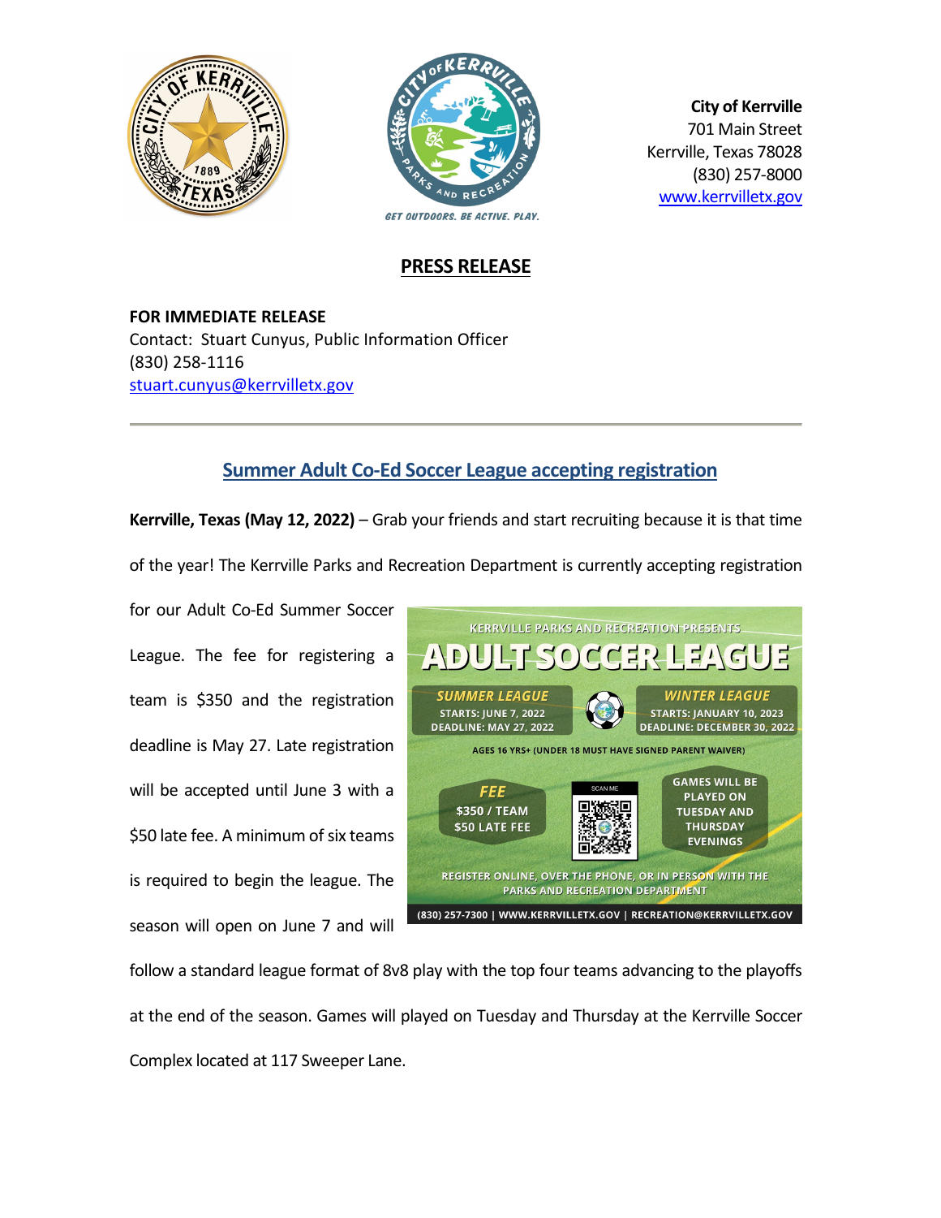**City of Kerrville**
701 Main Street
Kerrville, Texas 78028
(830) 257-8000
www.kerrvilletx.gov

# PRESS RELEASE

**FOR IMMEDIATE RELEASE**
Contact: Stuart Cunyus, Public Information Officer
(830) 258-1116
stuart.cunyus@kerrvilletx.gov

---

## Summer Adult Co-Ed Soccer League accepting registration

**Kerrville, Texas (May 12, 2022)** – Grab your friends and start recruiting because it is that time of the year! The Kerrville Parks and Recreation Department is currently accepting registration for our Adult Co-Ed Summer Soccer League. The fee for registering a team is $350 and the registration deadline is May 27. Late registration will be accepted until June 3 with a $50 late fee. A minimum of six teams is required to begin the league. The season will open on June 7 and will follow a standard league format of 8v8 play with the top four teams advancing to the playoffs at the end of the season. Games will played on Tuesday and Thursday at the Kerrville Soccer Complex located at 117 Sweeper Lane.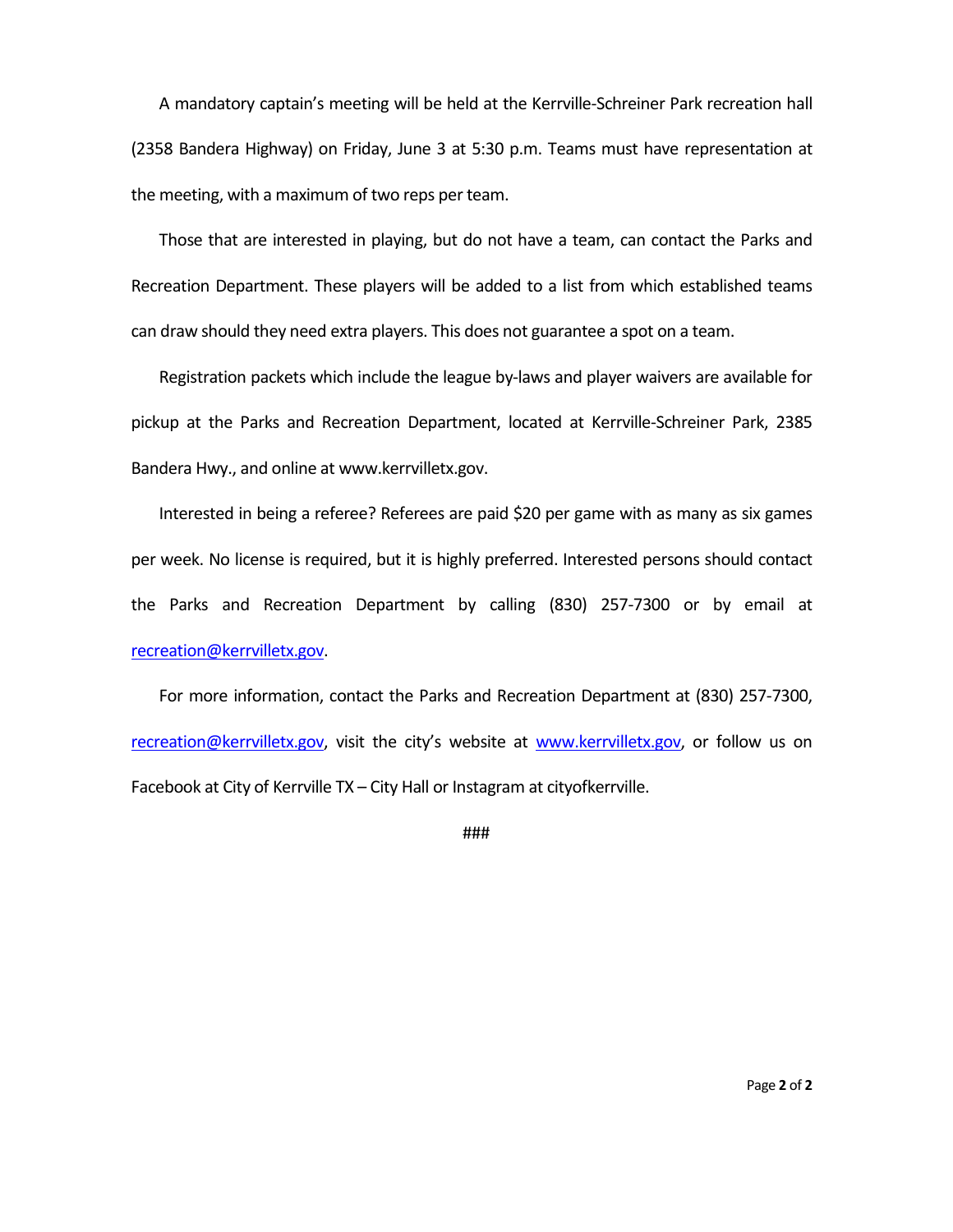A mandatory captain's meeting will be held at the Kerrville-Schreiner Park recreation hall (2358 Bandera Highway) on Friday, June 3 at 5:30 p.m. Teams must have representation at the meeting, with a maximum of two reps per team.

Those that are interested in playing, but do not have a team, can contact the Parks and Recreation Department. These players will be added to a list from which established teams can draw should they need extra players. This does not guarantee a spot on a team.

Registration packets which include the league by-laws and player waivers are available for pickup at the Parks and Recreation Department, located at Kerrville-Schreiner Park, 2385 Bandera Hwy., and online at www.kerrvilletx.gov.

Interested in being a referee? Referees are paid $20 per game with as many as six games per week. No license is required, but it is highly preferred. Interested persons should contact the Parks and Recreation Department by calling (830) 257-7300 or by email at recreation@kerrvilletx.gov.

For more information, contact the Parks and Recreation Department at (830) 257-7300, recreation@kerrvilletx.gov, visit the city's website at www.kerrvilletx.gov, or follow us on Facebook at City of Kerrville TX – City Hall or Instagram at cityofkerrville.

###